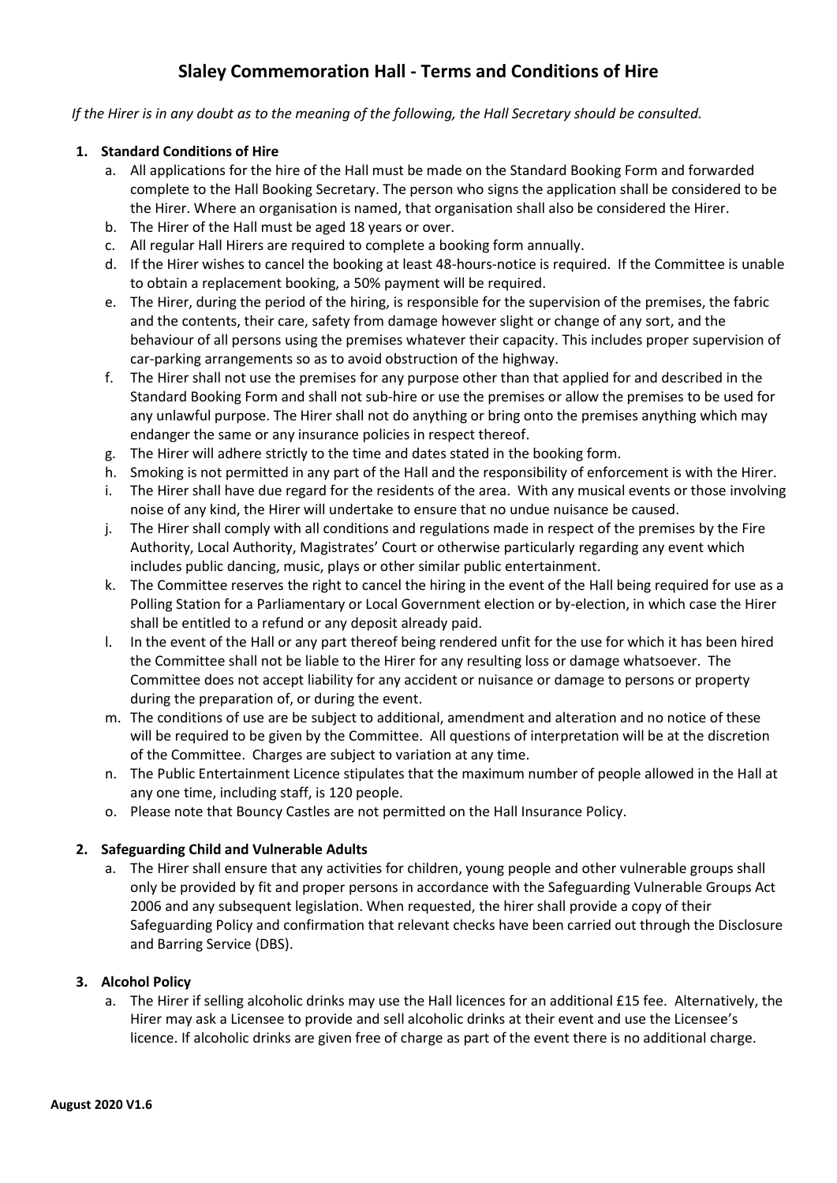# Slaley Commemoration Hall - Terms and Conditions of Hire

*If the Hirer is in any doubt as to the meaning of the following, the Hall Secretary should be consulted.*

1. **Standard Conditions of Hire**
    a. All applications for the hire of the Hall must be made on the Standard Booking Form and forwarded complete to the Hall Booking Secretary. The person who signs the application shall be considered to be the Hirer. Where an organisation is named, that organisation shall also be considered the Hirer.
    b. The Hirer of the Hall must be aged 18 years or over.
    c. All regular Hall Hirers are required to complete a booking form annually.
    d. If the Hirer wishes to cancel the booking at least 48-hours-notice is required. If the Committee is unable to obtain a replacement booking, a 50% payment will be required.
    e. The Hirer, during the period of the hiring, is responsible for the supervision of the premises, the fabric and the contents, their care, safety from damage however slight or change of any sort, and the behaviour of all persons using the premises whatever their capacity. This includes proper supervision of car-parking arrangements so as to avoid obstruction of the highway.
    f. The Hirer shall not use the premises for any purpose other than that applied for and described in the Standard Booking Form and shall not sub-hire or use the premises or allow the premises to be used for any unlawful purpose. The Hirer shall not do anything or bring onto the premises anything which may endanger the same or any insurance policies in respect thereof.
    g. The Hirer will adhere strictly to the time and dates stated in the booking form.
    h. Smoking is not permitted in any part of the Hall and the responsibility of enforcement is with the Hirer.
    i. The Hirer shall have due regard for the residents of the area. With any musical events or those involving noise of any kind, the Hirer will undertake to ensure that no undue nuisance be caused.
    j. The Hirer shall comply with all conditions and regulations made in respect of the premises by the Fire Authority, Local Authority, Magistrates' Court or otherwise particularly regarding any event which includes public dancing, music, plays or other similar public entertainment.
    k. The Committee reserves the right to cancel the hiring in the event of the Hall being required for use as a Polling Station for a Parliamentary or Local Government election or by-election, in which case the Hirer shall be entitled to a refund or any deposit already paid.
    l. In the event of the Hall or any part thereof being rendered unfit for the use for which it has been hired the Committee shall not be liable to the Hirer for any resulting loss or damage whatsoever. The Committee does not accept liability for any accident or nuisance or damage to persons or property during the preparation of, or during the event.
    m. The conditions of use are be subject to additional, amendment and alteration and no notice of these will be required to be given by the Committee. All questions of interpretation will be at the discretion of the Committee. Charges are subject to variation at any time.
    n. The Public Entertainment Licence stipulates that the maximum number of people allowed in the Hall at any one time, including staff, is 120 people.
    o. Please note that Bouncy Castles are not permitted on the Hall Insurance Policy.

2. **Safeguarding Child and Vulnerable Adults**
    a. The Hirer shall ensure that any activities for children, young people and other vulnerable groups shall only be provided by fit and proper persons in accordance with the Safeguarding Vulnerable Groups Act 2006 and any subsequent legislation. When requested, the hirer shall provide a copy of their Safeguarding Policy and confirmation that relevant checks have been carried out through the Disclosure and Barring Service (DBS).

3. **Alcohol Policy**
    a. The Hirer if selling alcoholic drinks may use the Hall licences for an additional £15 fee. Alternatively, the Hirer may ask a Licensee to provide and sell alcoholic drinks at their event and use the Licensee's licence. If alcoholic drinks are given free of charge as part of the event there is no additional charge.

**August 2020 V1.6**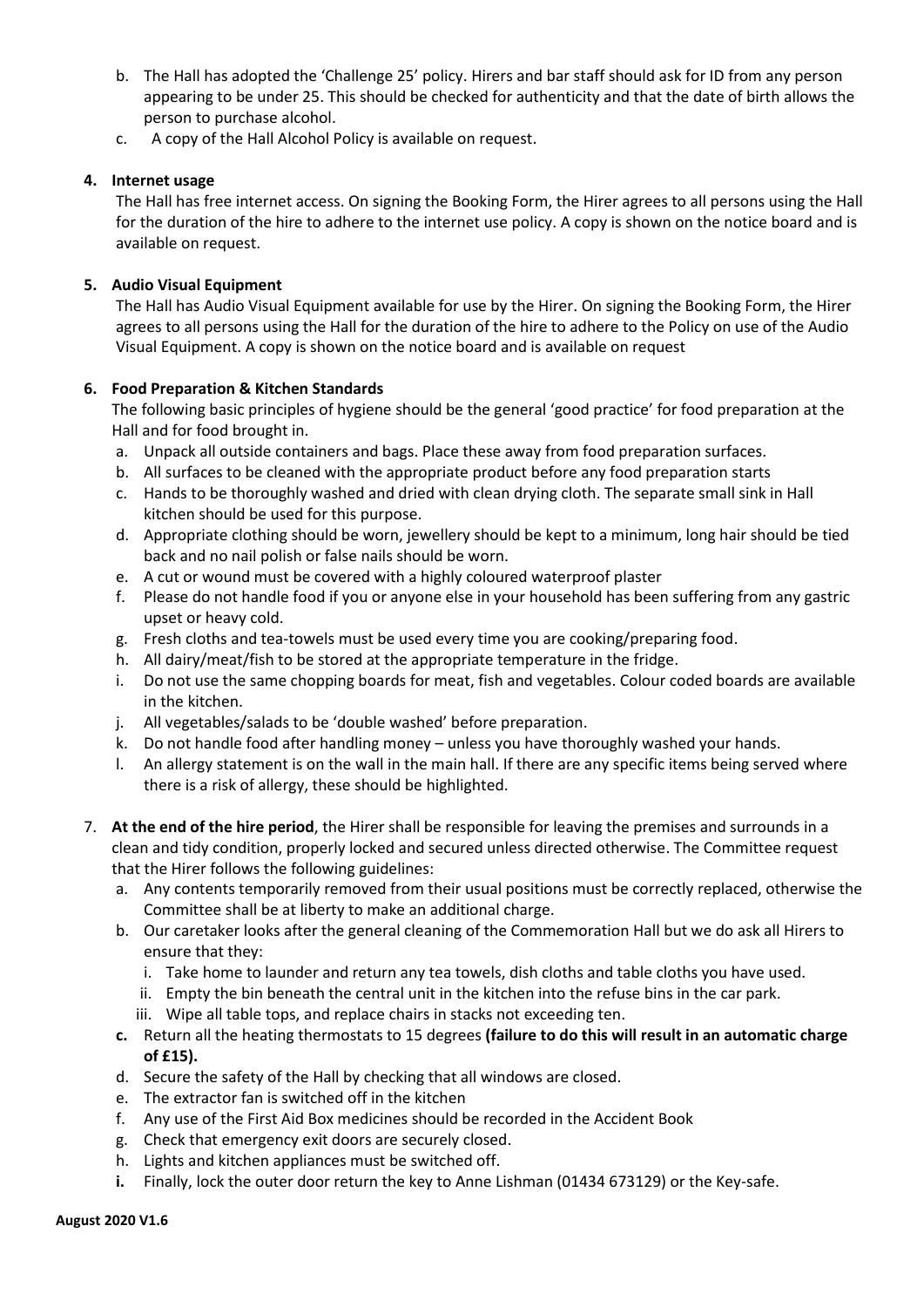b. The Hall has adopted the 'Challenge 25' policy. Hirers and bar staff should ask for ID from any person appearing to be under 25. This should be checked for authenticity and that the date of birth allows the person to purchase alcohol.
c. A copy of the Hall Alcohol Policy is available on request.

**4. Internet usage**

The Hall has free internet access. On signing the Booking Form, the Hirer agrees to all persons using the Hall for the duration of the hire to adhere to the internet use policy. A copy is shown on the notice board and is available on request.

**5. Audio Visual Equipment**

The Hall has Audio Visual Equipment available for use by the Hirer. On signing the Booking Form, the Hirer agrees to all persons using the Hall for the duration of the hire to adhere to the Policy on use of the Audio Visual Equipment. A copy is shown on the notice board and is available on request

**6. Food Preparation & Kitchen Standards**

The following basic principles of hygiene should be the general 'good practice' for food preparation at the Hall and for food brought in.

a. Unpack all outside containers and bags. Place these away from food preparation surfaces.
b. All surfaces to be cleaned with the appropriate product before any food preparation starts
c. Hands to be thoroughly washed and dried with clean drying cloth. The separate small sink in Hall kitchen should be used for this purpose.
d. Appropriate clothing should be worn, jewellery should be kept to a minimum, long hair should be tied back and no nail polish or false nails should be worn.
e. A cut or wound must be covered with a highly coloured waterproof plaster
f. Please do not handle food if you or anyone else in your household has been suffering from any gastric upset or heavy cold.
g. Fresh cloths and tea-towels must be used every time you are cooking/preparing food.
h. All dairy/meat/fish to be stored at the appropriate temperature in the fridge.
i. Do not use the same chopping boards for meat, fish and vegetables. Colour coded boards are available in the kitchen.
j. All vegetables/salads to be 'double washed' before preparation.
k. Do not handle food after handling money – unless you have thoroughly washed your hands.
l. An allergy statement is on the wall in the main hall. If there are any specific items being served where there is a risk of allergy, these should be highlighted.

7. **At the end of the hire period**, the Hirer shall be responsible for leaving the premises and surrounds in a clean and tidy condition, properly locked and secured unless directed otherwise. The Committee request that the Hirer follows the following guidelines:

a. Any contents temporarily removed from their usual positions must be correctly replaced, otherwise the Committee shall be at liberty to make an additional charge.
b. Our caretaker looks after the general cleaning of the Commemoration Hall but we do ask all Hirers to ensure that they:
   i. Take home to launder and return any tea towels, dish cloths and table cloths you have used.
   ii. Empty the bin beneath the central unit in the kitchen into the refuse bins in the car park.
   iii. Wipe all table tops, and replace chairs in stacks not exceeding ten.
**c.** Return all the heating thermostats to 15 degrees **(failure to do this will result in an automatic charge of £15).**
d. Secure the safety of the Hall by checking that all windows are closed.
e. The extractor fan is switched off in the kitchen
f. Any use of the First Aid Box medicines should be recorded in the Accident Book
g. Check that emergency exit doors are securely closed.
h. Lights and kitchen appliances must be switched off.
**i.** Finally, lock the outer door return the key to Anne Lishman (01434 673129) or the Key-safe.

**August 2020 V1.6**